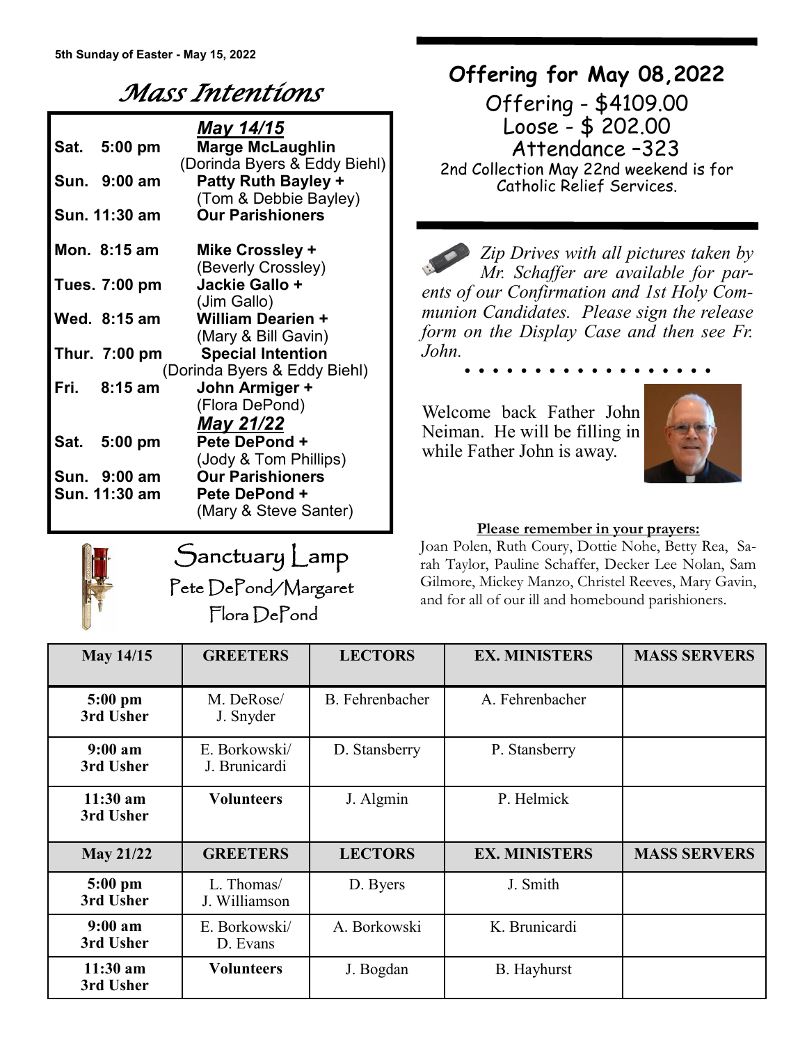5th Sunday of Easter - May 15, 2022

# *Mass Intentions*

| | **May 14/15** |
|---|---|
| **Sat. 5:00 pm** | **Marge McLaughlin** (Dorinda Byers & Eddy Biehl) |
| **Sun. 9:00 am** | **Patty Ruth Bayley +** (Tom & Debbie Bayley) |
| **Sun. 11:30 am** | **Our Parishioners** |
| **Mon. 8:15 am** | **Mike Crossley +** (Beverly Crossley) |
| **Tues. 7:00 pm** | **Jackie Gallo +** (Jim Gallo) |
| **Wed. 8:15 am** | **William Dearien +** (Mary & Bill Gavin) |
| **Thur. 7:00 pm** | **Special Intention** (Dorinda Byers & Eddy Biehl) |
| **Fri. 8:15 am** | **John Armiger +** (Flora DePond) |
| | **May 21/22** |
| **Sat. 5:00 pm** | **Pete DePond +** (Jody & Tom Phillips) |
| **Sun. 9:00 am** | **Our Parishioners** |
| **Sun. 11:30 am** | **Pete DePond +** (Mary & Steve Santer) |

## Sanctuary Lamp

Pete DePond/Margaret Flora DePond

## Offering for May 08,2022

Offering - $4109.00
Loose - $ 202.00
Attendance –323

2nd Collection May 22nd weekend is for Catholic Relief Services.

*Zip Drives with all pictures taken by Mr. Schaffer are available for parents of our Confirmation and 1st Holy Communion Candidates. Please sign the release form on the Display Case and then see Fr. John.*

Welcome back Father John Neiman. He will be filling in while Father John is away.

**Please remember in your prayers:**

Joan Polen, Ruth Coury, Dottie Nohe, Betty Rea, Sarah Taylor, Pauline Schaffer, Decker Lee Nolan, Sam Gilmore, Mickey Manzo, Christel Reeves, Mary Gavin, and for all of our ill and homebound parishioners.

| May 14/15 | GREETERS | LECTORS | EX. MINISTERS | MASS SERVERS |
|---|---|---|---|---|
| **5:00 pm 3rd Usher** | M. DeRose/ J. Snyder | B. Fehrenbacher | A. Fehrenbacher | |
| **9:00 am 3rd Usher** | E. Borkowski/ J. Brunicardi | D. Stansberry | P. Stansberry | |
| **11:30 am 3rd Usher** | **Volunteers** | J. Algmin | P. Helmick | |
| **May 21/22** | **GREETERS** | **LECTORS** | **EX. MINISTERS** | **MASS SERVERS** |
| **5:00 pm 3rd Usher** | L. Thomas/ J. Williamson | D. Byers | J. Smith | |
| **9:00 am 3rd Usher** | E. Borkowski/ D. Evans | A. Borkowski | K. Brunicardi | |
| **11:30 am 3rd Usher** | **Volunteers** | J. Bogdan | B. Hayhurst | |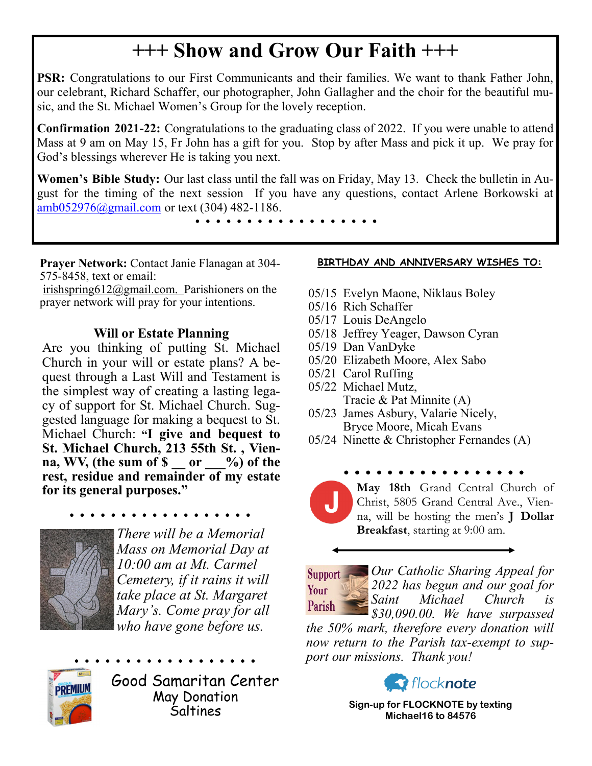# +++ Show and Grow Our Faith +++

**PSR:** Congratulations to our First Communicants and their families. We want to thank Father John, our celebrant, Richard Schaffer, our photographer, John Gallagher and the choir for the beautiful music, and the St. Michael Women's Group for the lovely reception.

**Confirmation 2021-22:** Congratulations to the graduating class of 2022. If you were unable to attend Mass at 9 am on May 15, Fr John has a gift for you. Stop by after Mass and pick it up. We pray for God's blessings wherever He is taking you next.

**Women's Bible Study:** Our last class until the fall was on Friday, May 13. Check the bulletin in August for the timing of the next session If you have any questions, contact Arlene Borkowski at amb052976@gmail.com or text (304) 482-1186.

**Prayer Network:** Contact Janie Flanagan at 304-575-8458, text or email: irishspring612@gmail.com. Parishioners on the prayer network will pray for your intentions.

### Will or Estate Planning

Are you thinking of putting St. Michael Church in your will or estate plans? A bequest through a Last Will and Testament is the simplest way of creating a lasting legacy of support for St. Michael Church. Suggested language for making a bequest to St. Michael Church: **"I give and bequest to St. Michael Church, 213 55th St. , Vienna, WV, (the sum of $ __ or ___%) of the rest, residue and remainder of my estate for its general purposes."**

*There will be a Memorial Mass on Memorial Day at 10:00 am at Mt. Carmel Cemetery, if it rains it will take place at St. Margaret Mary's. Come pray for all who have gone before us.*

Good Samaritan Center
May Donation
Saltines

**BIRTHDAY AND ANNIVERSARY WISHES TO:**

05/15 Evelyn Maone, Niklaus Boley
05/16 Rich Schaffer
05/17 Louis DeAngelo
05/18 Jeffrey Yeager, Dawson Cyran
05/19 Dan VanDyke
05/20 Elizabeth Moore, Alex Sabo
05/21 Carol Ruffing
05/22 Michael Mutz,
Tracie & Pat Minnite (A)
05/23 James Asbury, Valarie Nicely,
Bryce Moore, Micah Evans
05/24 Ninette & Christopher Fernandes (A)

**May 18th** Grand Central Church of Christ, 5805 Grand Central Ave., Vienna, will be hosting the men's **J Dollar Breakfast**, starting at 9:00 am.

*Our Catholic Sharing Appeal for 2022 has begun and our goal for Saint Michael Church is $30,090.00. We have surpassed the 50% mark, therefore every donation will now return to the Parish tax-exempt to support our missions. Thank you!*

**Sign-up for FLOCKNOTE by texting Michael16 to 84576**